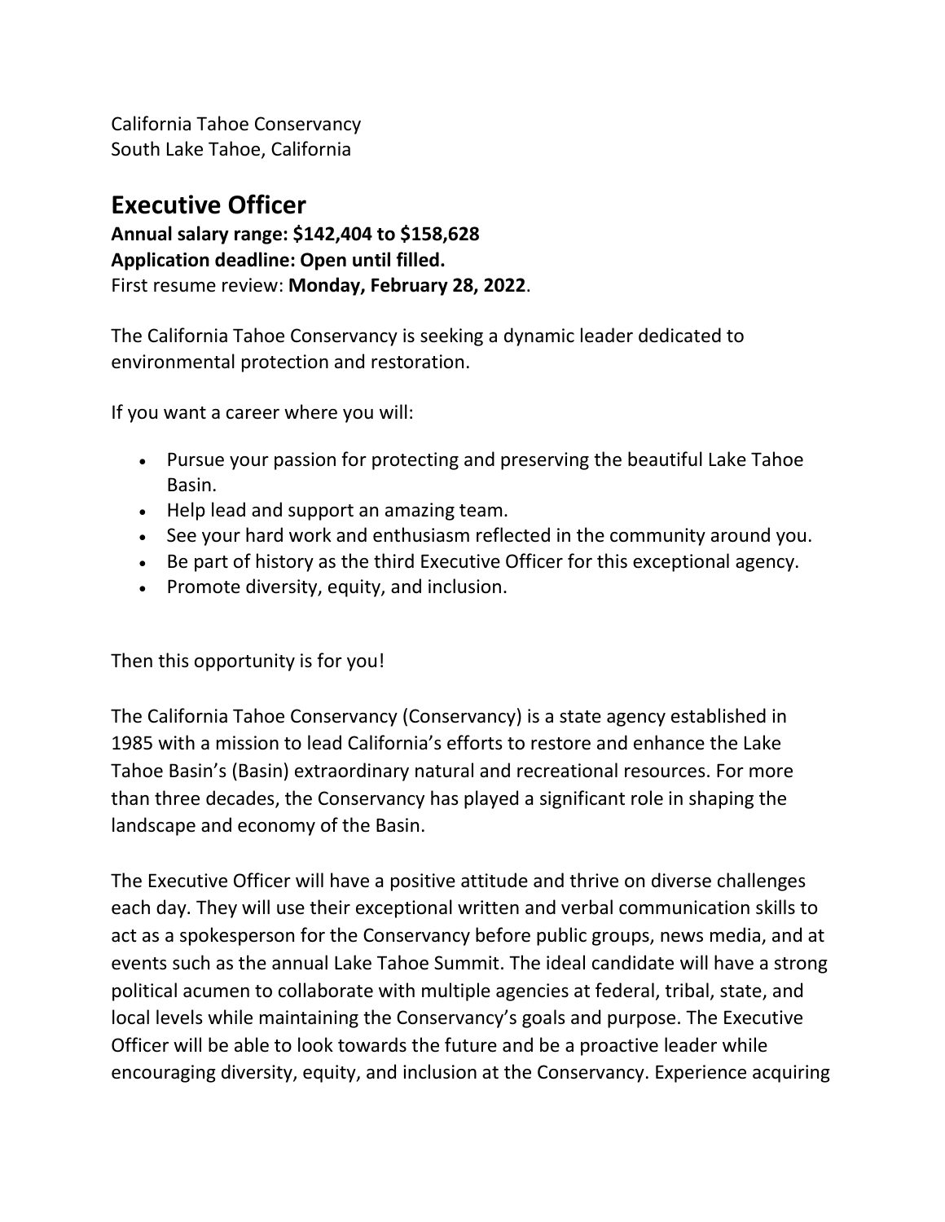California Tahoe Conservancy
South Lake Tahoe, California

# Executive Officer

**Annual salary range: $142,404 to $158,628**
**Application deadline: Open until filled.**
First resume review: **Monday, February 28, 2022**.

The California Tahoe Conservancy is seeking a dynamic leader dedicated to environmental protection and restoration.

If you want a career where you will:

- Pursue your passion for protecting and preserving the beautiful Lake Tahoe Basin.
- Help lead and support an amazing team.
- See your hard work and enthusiasm reflected in the community around you.
- Be part of history as the third Executive Officer for this exceptional agency.
- Promote diversity, equity, and inclusion.

Then this opportunity is for you!

The California Tahoe Conservancy (Conservancy) is a state agency established in 1985 with a mission to lead California's efforts to restore and enhance the Lake Tahoe Basin's (Basin) extraordinary natural and recreational resources. For more than three decades, the Conservancy has played a significant role in shaping the landscape and economy of the Basin.

The Executive Officer will have a positive attitude and thrive on diverse challenges each day. They will use their exceptional written and verbal communication skills to act as a spokesperson for the Conservancy before public groups, news media, and at events such as the annual Lake Tahoe Summit. The ideal candidate will have a strong political acumen to collaborate with multiple agencies at federal, tribal, state, and local levels while maintaining the Conservancy's goals and purpose. The Executive Officer will be able to look towards the future and be a proactive leader while encouraging diversity, equity, and inclusion at the Conservancy. Experience acquiring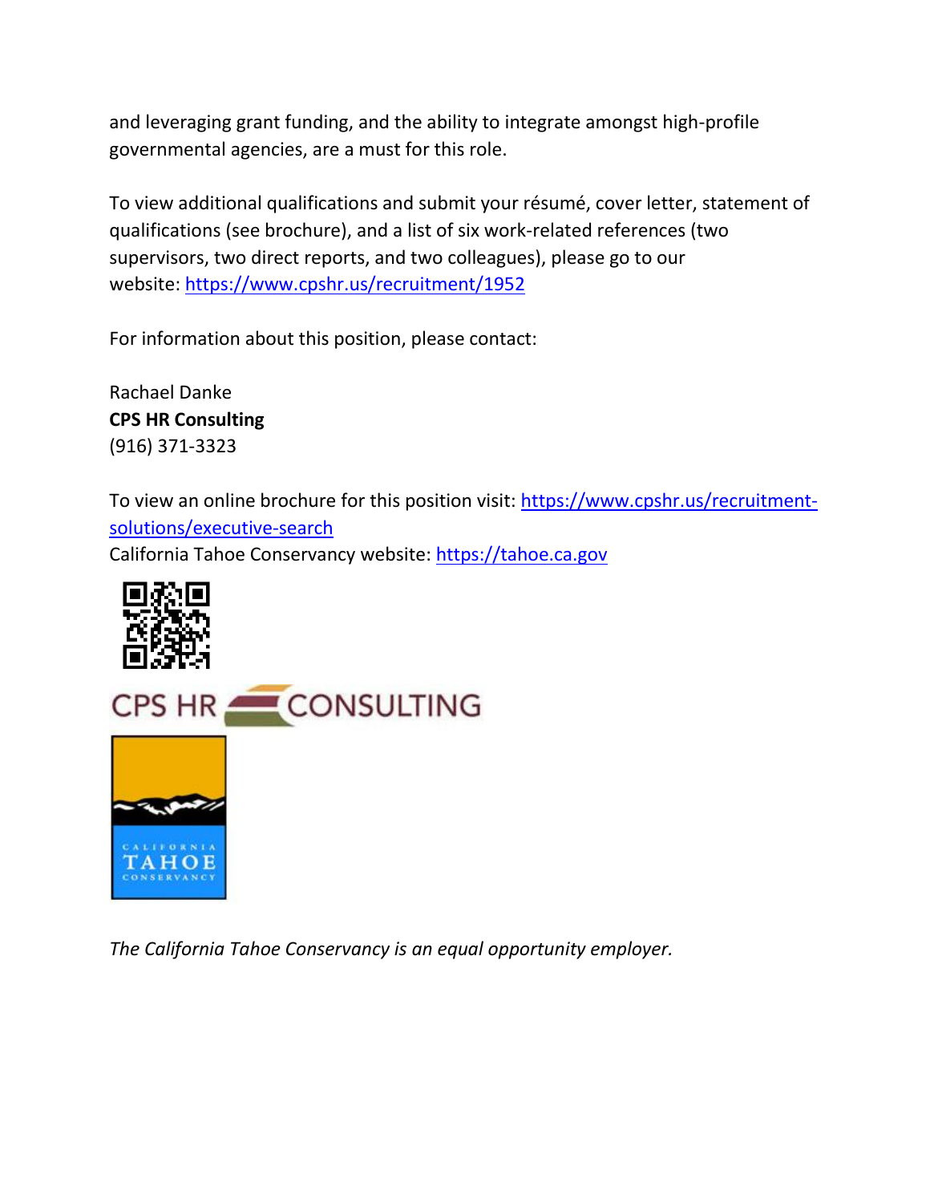and leveraging grant funding, and the ability to integrate amongst high-profile governmental agencies, are a must for this role.

To view additional qualifications and submit your résumé, cover letter, statement of qualifications (see brochure), and a list of six work-related references (two supervisors, two direct reports, and two colleagues), please go to our website: [https://www.cpshr.us/recruitment/1952](https://www.cpshr.us/recruitment/1952)

For information about this position, please contact:

Rachael Danke
**CPS HR Consulting**
(916) 371-3323

To view an online brochure for this position visit: [https://www.cpshr.us/recruitment-solutions/executive-search](https://www.cpshr.us/recruitment-solutions/executive-search)
California Tahoe Conservancy website: [https://tahoe.ca.gov](https://tahoe.ca.gov)

*The California Tahoe Conservancy is an equal opportunity employer.*